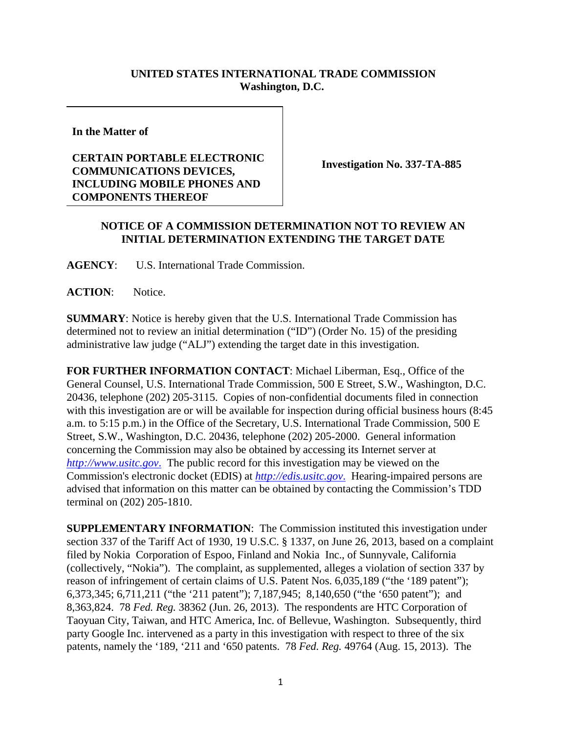**UNITED STATES INTERNATIONAL TRADE COMMISSION**
**Washington, D.C.**

| | |
|---|---|
| **In the Matter of**<br><br>**CERTAIN PORTABLE ELECTRONIC COMMUNICATIONS DEVICES, INCLUDING MOBILE PHONES AND COMPONENTS THEREOF** | **Investigation No. 337-TA-885** |

## NOTICE OF A COMMISSION DETERMINATION NOT TO REVIEW AN INITIAL DETERMINATION EXTENDING THE TARGET DATE

**AGENCY**: U.S. International Trade Commission.

**ACTION**: Notice.

**SUMMARY**: Notice is hereby given that the U.S. International Trade Commission has determined not to review an initial determination ("ID") (Order No. 15) of the presiding administrative law judge ("ALJ") extending the target date in this investigation.

**FOR FURTHER INFORMATION CONTACT**: Michael Liberman, Esq., Office of the General Counsel, U.S. International Trade Commission, 500 E Street, S.W., Washington, D.C. 20436, telephone (202) 205-3115. Copies of non-confidential documents filed in connection with this investigation are or will be available for inspection during official business hours (8:45 a.m. to 5:15 p.m.) in the Office of the Secretary, U.S. International Trade Commission, 500 E Street, S.W., Washington, D.C. 20436, telephone (202) 205-2000. General information concerning the Commission may also be obtained by accessing its Internet server at *http://www.usitc.gov*. The public record for this investigation may be viewed on the Commission's electronic docket (EDIS) at *http://edis.usitc.gov*. Hearing-impaired persons are advised that information on this matter can be obtained by contacting the Commission's TDD terminal on (202) 205-1810.

**SUPPLEMENTARY INFORMATION**: The Commission instituted this investigation under section 337 of the Tariff Act of 1930, 19 U.S.C. § 1337, on June 26, 2013, based on a complaint filed by Nokia Corporation of Espoo, Finland and Nokia Inc., of Sunnyvale, California (collectively, "Nokia"). The complaint, as supplemented, alleges a violation of section 337 by reason of infringement of certain claims of U.S. Patent Nos. 6,035,189 ("the '189 patent"); 6,373,345; 6,711,211 ("the '211 patent"); 7,187,945; 8,140,650 ("the '650 patent"); and 8,363,824. 78 *Fed. Reg.* 38362 (Jun. 26, 2013). The respondents are HTC Corporation of Taoyuan City, Taiwan, and HTC America, Inc. of Bellevue, Washington. Subsequently, third party Google Inc. intervened as a party in this investigation with respect to three of the six patents, namely the '189, '211 and '650 patents. 78 *Fed. Reg.* 49764 (Aug. 15, 2013). The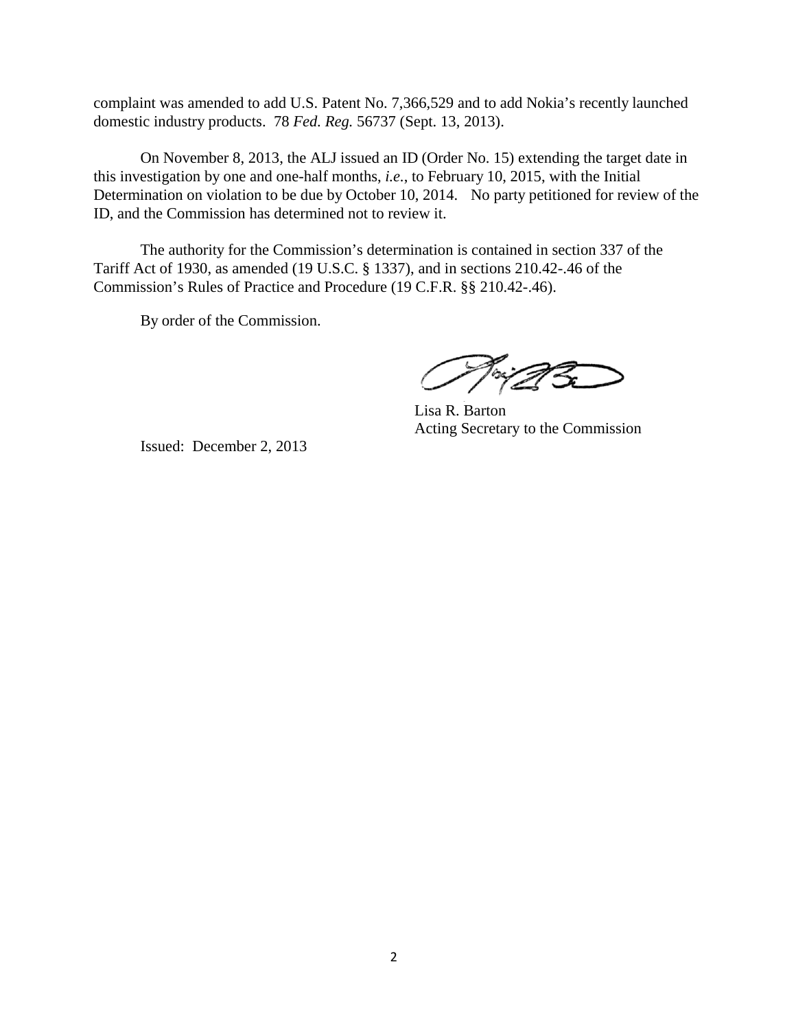complaint was amended to add U.S. Patent No. 7,366,529 and to add Nokia's recently launched domestic industry products. 78 *Fed. Reg.* 56737 (Sept. 13, 2013).

On November 8, 2013, the ALJ issued an ID (Order No. 15) extending the target date in this investigation by one and one-half months, *i.e.*, to February 10, 2015, with the Initial Determination on violation to be due by October 10, 2014. No party petitioned for review of the ID, and the Commission has determined not to review it.

The authority for the Commission's determination is contained in section 337 of the Tariff Act of 1930, as amended (19 U.S.C. § 1337), and in sections 210.42-.46 of the Commission's Rules of Practice and Procedure (19 C.F.R. §§ 210.42-.46).

By order of the Commission.

Lisa R. Barton
Acting Secretary to the Commission

Issued: December 2, 2013